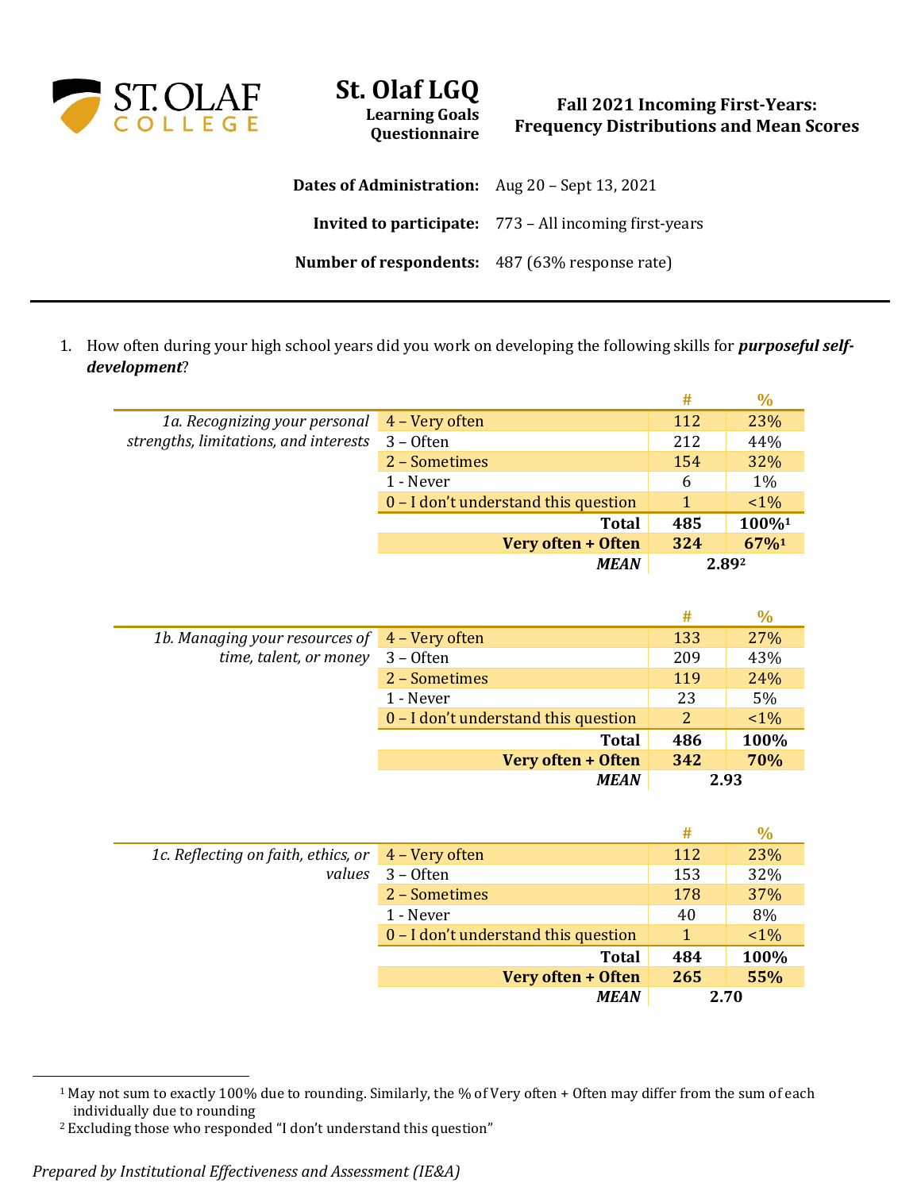# St. Olaf LGQ

**Learning Goals Questionnaire**

## Fall 2021 Incoming First-Years: Frequency Distributions and Mean Scores

**Dates of Administration:** Aug 20 – Sept 13, 2021

**Invited to participate:** 773 – All incoming first-years

**Number of respondents:** 487 (63% response rate)

---

1. How often during your high school years did you work on developing the following skills for ***purposeful self-development***?

| | | # | % |
|---|---|---|---|
| *1a. Recognizing your personal strengths, limitations, and interests* | 4 – Very often | 112 | 23% |
| | 3 – Often | 212 | 44% |
| | 2 – Sometimes | 154 | 32% |
| | 1 - Never | 6 | 1% |
| | 0 – I don't understand this question | 1 | <1% |
| | **Total** | **485** | **100%[1]** |
| | **Very often + Often** | **324** | **67%[1]** |
| | ***MEAN*** | **2.89[2]** | |

| | | # | % |
|---|---|---|---|
| *1b. Managing your resources of time, talent, or money* | 4 – Very often | 133 | 27% |
| | 3 – Often | 209 | 43% |
| | 2 – Sometimes | 119 | 24% |
| | 1 - Never | 23 | 5% |
| | 0 – I don't understand this question | 2 | <1% |
| | **Total** | **486** | **100%** |
| | **Very often + Often** | **342** | **70%** |
| | ***MEAN*** | **2.93** | |

| | | # | % |
|---|---|---|---|
| *1c. Reflecting on faith, ethics, or values* | 4 – Very often | 112 | 23% |
| | 3 – Often | 153 | 32% |
| | 2 – Sometimes | 178 | 37% |
| | 1 - Never | 40 | 8% |
| | 0 – I don't understand this question | 1 | <1% |
| | **Total** | **484** | **100%** |
| | **Very often + Often** | **265** | **55%** |
| | ***MEAN*** | **2.70** | |

---

[1] May not sum to exactly 100% due to rounding. Similarly, the % of Very often + Often may differ from the sum of each individually due to rounding

[2] Excluding those who responded "I don't understand this question"

*Prepared by Institutional Effectiveness and Assessment (IE&A)*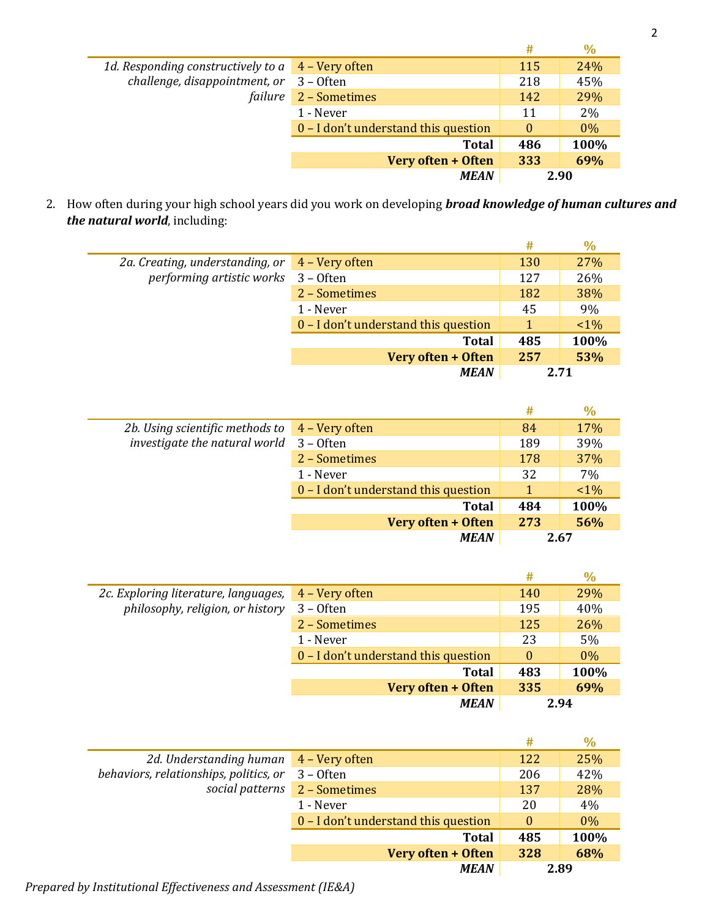| 1d. Responding constructively to a challenge, disappointment, or failure | | # | % |
|---|---|---|---|
| | 4 – Very often | 115 | 24% |
| | 3 – Often | 218 | 45% |
| | 2 – Sometimes | 142 | 29% |
| | 1 - Never | 11 | 2% |
| | 0 – I don't understand this question | 0 | 0% |
| | **Total** | **486** | **100%** |
| | **Very often + Often** | **333** | **69%** |
| | ***MEAN*** | **2.90** | |

2. How often during your high school years did you work on developing ***broad knowledge of human cultures and the natural world***, including:

| 2a. Creating, understanding, or performing artistic works | | # | % |
|---|---|---|---|
| | 4 – Very often | 130 | 27% |
| | 3 – Often | 127 | 26% |
| | 2 – Sometimes | 182 | 38% |
| | 1 - Never | 45 | 9% |
| | 0 – I don't understand this question | 1 | <1% |
| | **Total** | **485** | **100%** |
| | **Very often + Often** | **257** | **53%** |
| | ***MEAN*** | **2.71** | |

| 2b. Using scientific methods to investigate the natural world | | # | % |
|---|---|---|---|
| | 4 – Very often | 84 | 17% |
| | 3 – Often | 189 | 39% |
| | 2 – Sometimes | 178 | 37% |
| | 1 - Never | 32 | 7% |
| | 0 – I don't understand this question | 1 | <1% |
| | **Total** | **484** | **100%** |
| | **Very often + Often** | **273** | **56%** |
| | ***MEAN*** | **2.67** | |

| 2c. Exploring literature, languages, philosophy, religion, or history | | # | % |
|---|---|---|---|
| | 4 – Very often | 140 | 29% |
| | 3 – Often | 195 | 40% |
| | 2 – Sometimes | 125 | 26% |
| | 1 - Never | 23 | 5% |
| | 0 – I don't understand this question | 0 | 0% |
| | **Total** | **483** | **100%** |
| | **Very often + Often** | **335** | **69%** |
| | ***MEAN*** | **2.94** | |

| 2d. Understanding human behaviors, relationships, politics, or social patterns | | # | % |
|---|---|---|---|
| | 4 – Very often | 122 | 25% |
| | 3 – Often | 206 | 42% |
| | 2 – Sometimes | 137 | 28% |
| | 1 - Never | 20 | 4% |
| | 0 – I don't understand this question | 0 | 0% |
| | **Total** | **485** | **100%** |
| | **Very often + Often** | **328** | **68%** |
| | ***MEAN*** | **2.89** | |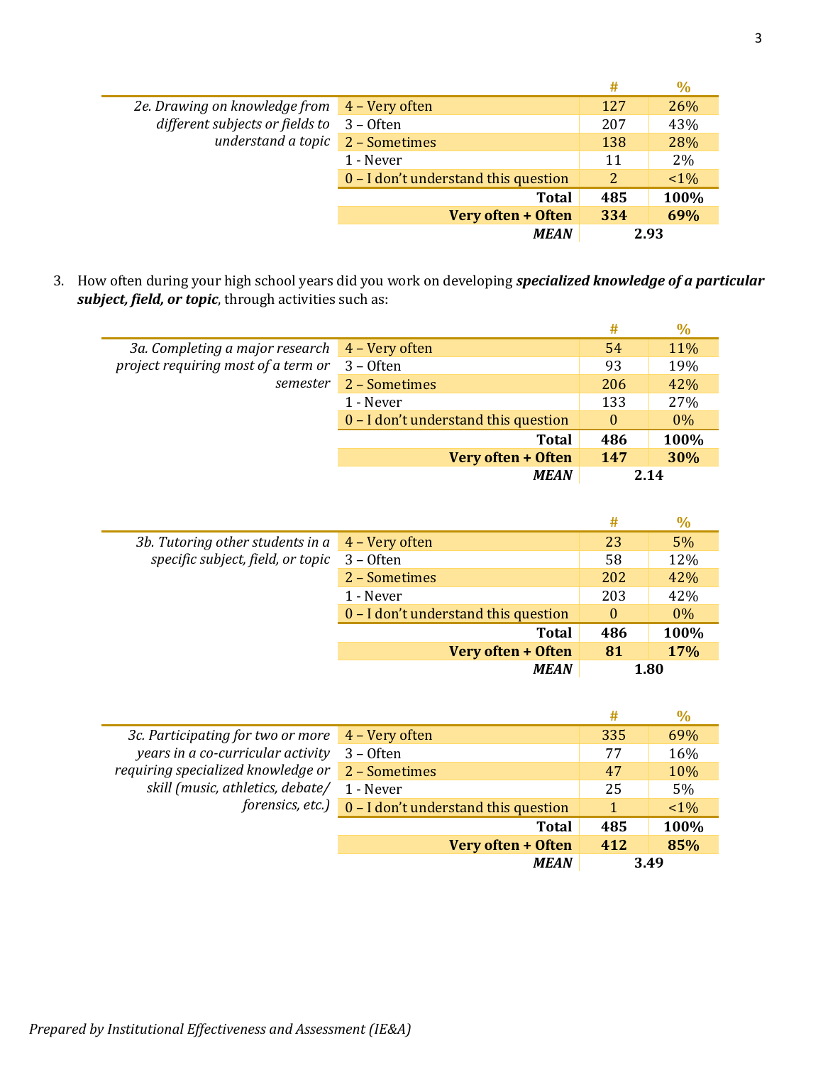| | | # | % |
|---|---|---|---|
| *2e. Drawing on knowledge from different subjects or fields to understand a topic* | 4 – Very often | 127 | 26% |
| | 3 – Often | 207 | 43% |
| | 2 – Sometimes | 138 | 28% |
| | 1 - Never | 11 | 2% |
| | 0 – I don't understand this question | 2 | <1% |
| | **Total** | **485** | **100%** |
| | **Very often + Often** | **334** | **69%** |
| | ***MEAN*** | **2.93** | |

3. How often during your high school years did you work on developing ***specialized knowledge of a particular subject, field, or topic***, through activities such as:

| | | # | % |
|---|---|---|---|
| *3a. Completing a major research project requiring most of a term or semester* | 4 – Very often | 54 | 11% |
| | 3 – Often | 93 | 19% |
| | 2 – Sometimes | 206 | 42% |
| | 1 - Never | 133 | 27% |
| | 0 – I don't understand this question | 0 | 0% |
| | **Total** | **486** | **100%** |
| | **Very often + Often** | **147** | **30%** |
| | ***MEAN*** | **2.14** | |

| | | # | % |
|---|---|---|---|
| *3b. Tutoring other students in a specific subject, field, or topic* | 4 – Very often | 23 | 5% |
| | 3 – Often | 58 | 12% |
| | 2 – Sometimes | 202 | 42% |
| | 1 - Never | 203 | 42% |
| | 0 – I don't understand this question | 0 | 0% |
| | **Total** | **486** | **100%** |
| | **Very often + Often** | **81** | **17%** |
| | ***MEAN*** | **1.80** | |

| | | # | % |
|---|---|---|---|
| *3c. Participating for two or more years in a co-curricular activity requiring specialized knowledge or skill (music, athletics, debate/ forensics, etc.)* | 4 – Very often | 335 | 69% |
| | 3 – Often | 77 | 16% |
| | 2 – Sometimes | 47 | 10% |
| | 1 - Never | 25 | 5% |
| | 0 – I don't understand this question | 1 | <1% |
| | **Total** | **485** | **100%** |
| | **Very often + Often** | **412** | **85%** |
| | ***MEAN*** | **3.49** | |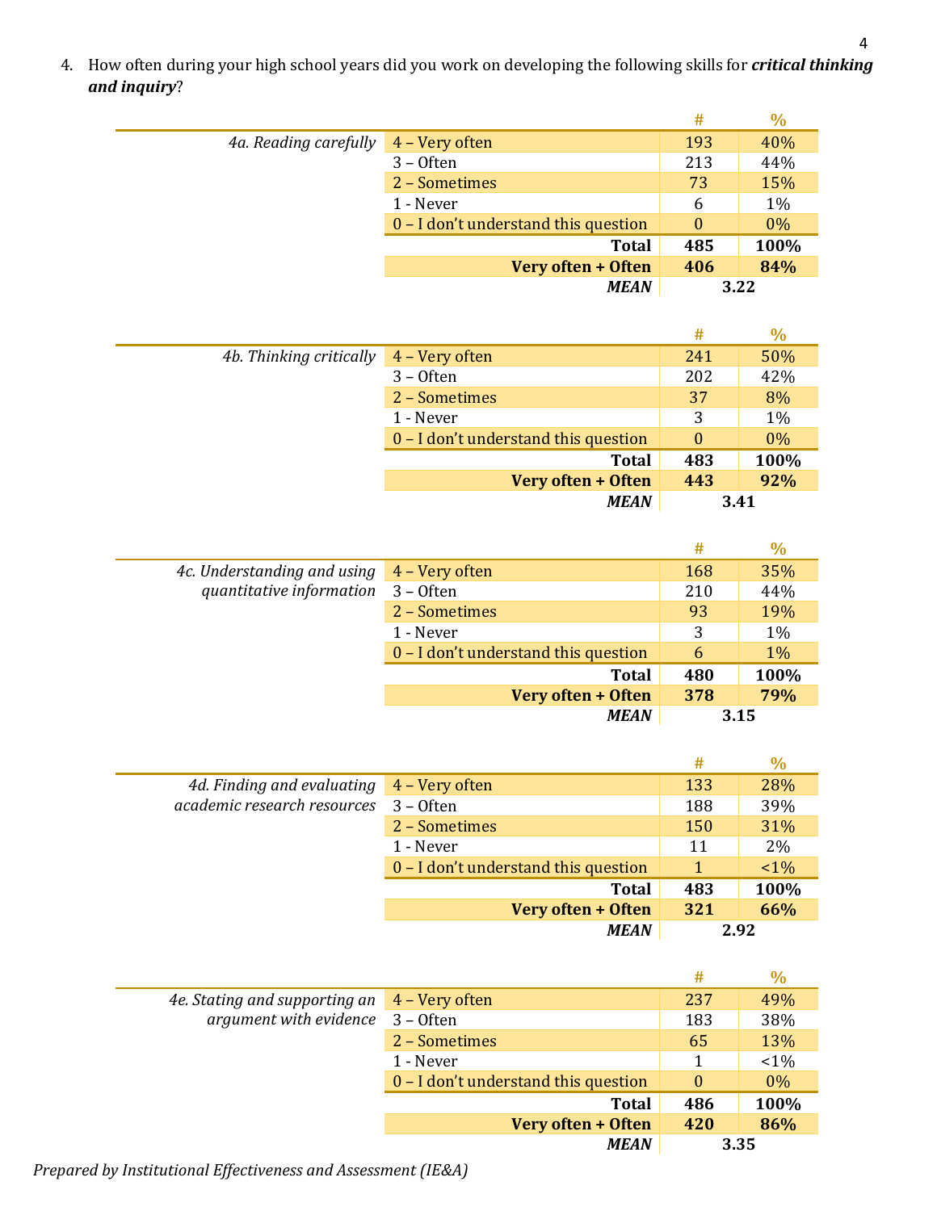4. How often during your high school years did you work on developing the following skills for ***critical thinking and inquiry***?

| *4a. Reading carefully* | | # | % |
|---|---|---|---|
| | 4 – Very often | 193 | 40% |
| | 3 – Often | 213 | 44% |
| | 2 – Sometimes | 73 | 15% |
| | 1 - Never | 6 | 1% |
| | 0 – I don't understand this question | 0 | 0% |
| | **Total** | **485** | **100%** |
| | **Very often + Often** | **406** | **84%** |
| | ***MEAN*** | **3.22** | |

| *4b. Thinking critically* | | # | % |
|---|---|---|---|
| | 4 – Very often | 241 | 50% |
| | 3 – Often | 202 | 42% |
| | 2 – Sometimes | 37 | 8% |
| | 1 - Never | 3 | 1% |
| | 0 – I don't understand this question | 0 | 0% |
| | **Total** | **483** | **100%** |
| | **Very often + Often** | **443** | **92%** |
| | ***MEAN*** | **3.41** | |

| *4c. Understanding and using quantitative information* | | # | % |
|---|---|---|---|
| | 4 – Very often | 168 | 35% |
| | 3 – Often | 210 | 44% |
| | 2 – Sometimes | 93 | 19% |
| | 1 - Never | 3 | 1% |
| | 0 – I don't understand this question | 6 | 1% |
| | **Total** | **480** | **100%** |
| | **Very often + Often** | **378** | **79%** |
| | ***MEAN*** | **3.15** | |

| *4d. Finding and evaluating academic research resources* | | # | % |
|---|---|---|---|
| | 4 – Very often | 133 | 28% |
| | 3 – Often | 188 | 39% |
| | 2 – Sometimes | 150 | 31% |
| | 1 - Never | 11 | 2% |
| | 0 – I don't understand this question | 1 | <1% |
| | **Total** | **483** | **100%** |
| | **Very often + Often** | **321** | **66%** |
| | ***MEAN*** | **2.92** | |

| *4e. Stating and supporting an argument with evidence* | | # | % |
|---|---|---|---|
| | 4 – Very often | 237 | 49% |
| | 3 – Often | 183 | 38% |
| | 2 – Sometimes | 65 | 13% |
| | 1 - Never | 1 | <1% |
| | 0 – I don't understand this question | 0 | 0% |
| | **Total** | **486** | **100%** |
| | **Very often + Often** | **420** | **86%** |
| | ***MEAN*** | **3.35** | |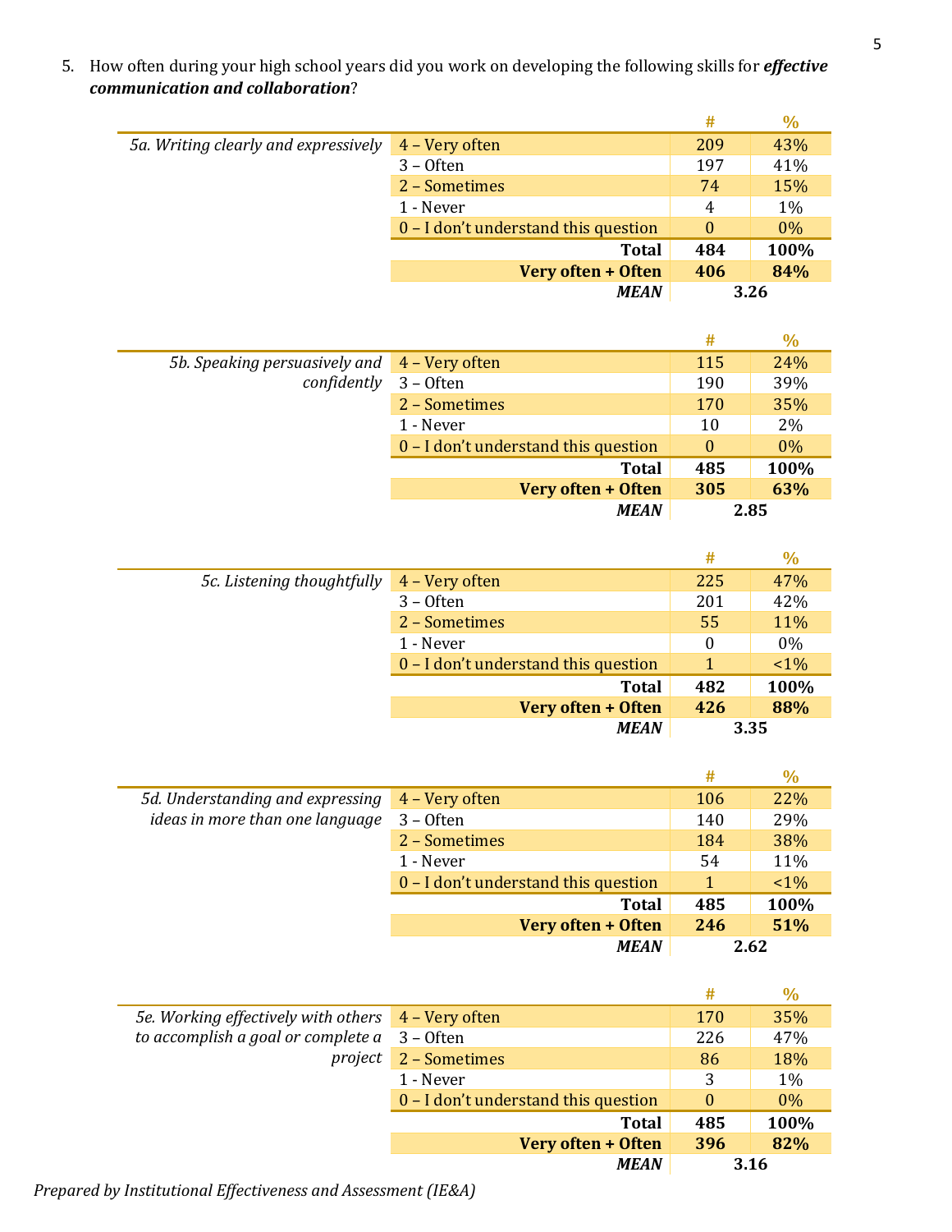5. How often during your high school years did you work on developing the following skills for ***effective communication and collaboration***?

| | | # | % |
|---|---|---|---|
| *5a. Writing clearly and expressively* | 4 – Very often | 209 | 43% |
| | 3 – Often | 197 | 41% |
| | 2 – Sometimes | 74 | 15% |
| | 1 - Never | 4 | 1% |
| | 0 – I don't understand this question | 0 | 0% |
| | **Total** | **484** | **100%** |
| | **Very often + Often** | **406** | **84%** |
| | ***MEAN*** | **3.26** | |

| | | # | % |
|---|---|---|---|
| *5b. Speaking persuasively and confidently* | 4 – Very often | 115 | 24% |
| | 3 – Often | 190 | 39% |
| | 2 – Sometimes | 170 | 35% |
| | 1 - Never | 10 | 2% |
| | 0 – I don't understand this question | 0 | 0% |
| | **Total** | **485** | **100%** |
| | **Very often + Often** | **305** | **63%** |
| | ***MEAN*** | **2.85** | |

| | | # | % |
|---|---|---|---|
| *5c. Listening thoughtfully* | 4 – Very often | 225 | 47% |
| | 3 – Often | 201 | 42% |
| | 2 – Sometimes | 55 | 11% |
| | 1 - Never | 0 | 0% |
| | 0 – I don't understand this question | 1 | <1% |
| | **Total** | **482** | **100%** |
| | **Very often + Often** | **426** | **88%** |
| | ***MEAN*** | **3.35** | |

| | | # | % |
|---|---|---|---|
| *5d. Understanding and expressing ideas in more than one language* | 4 – Very often | 106 | 22% |
| | 3 – Often | 140 | 29% |
| | 2 – Sometimes | 184 | 38% |
| | 1 - Never | 54 | 11% |
| | 0 – I don't understand this question | 1 | <1% |
| | **Total** | **485** | **100%** |
| | **Very often + Often** | **246** | **51%** |
| | ***MEAN*** | **2.62** | |

| | | # | % |
|---|---|---|---|
| *5e. Working effectively with others to accomplish a goal or complete a project* | 4 – Very often | 170 | 35% |
| | 3 – Often | 226 | 47% |
| | 2 – Sometimes | 86 | 18% |
| | 1 - Never | 3 | 1% |
| | 0 – I don't understand this question | 0 | 0% |
| | **Total** | **485** | **100%** |
| | **Very often + Often** | **396** | **82%** |
| | ***MEAN*** | **3.16** | |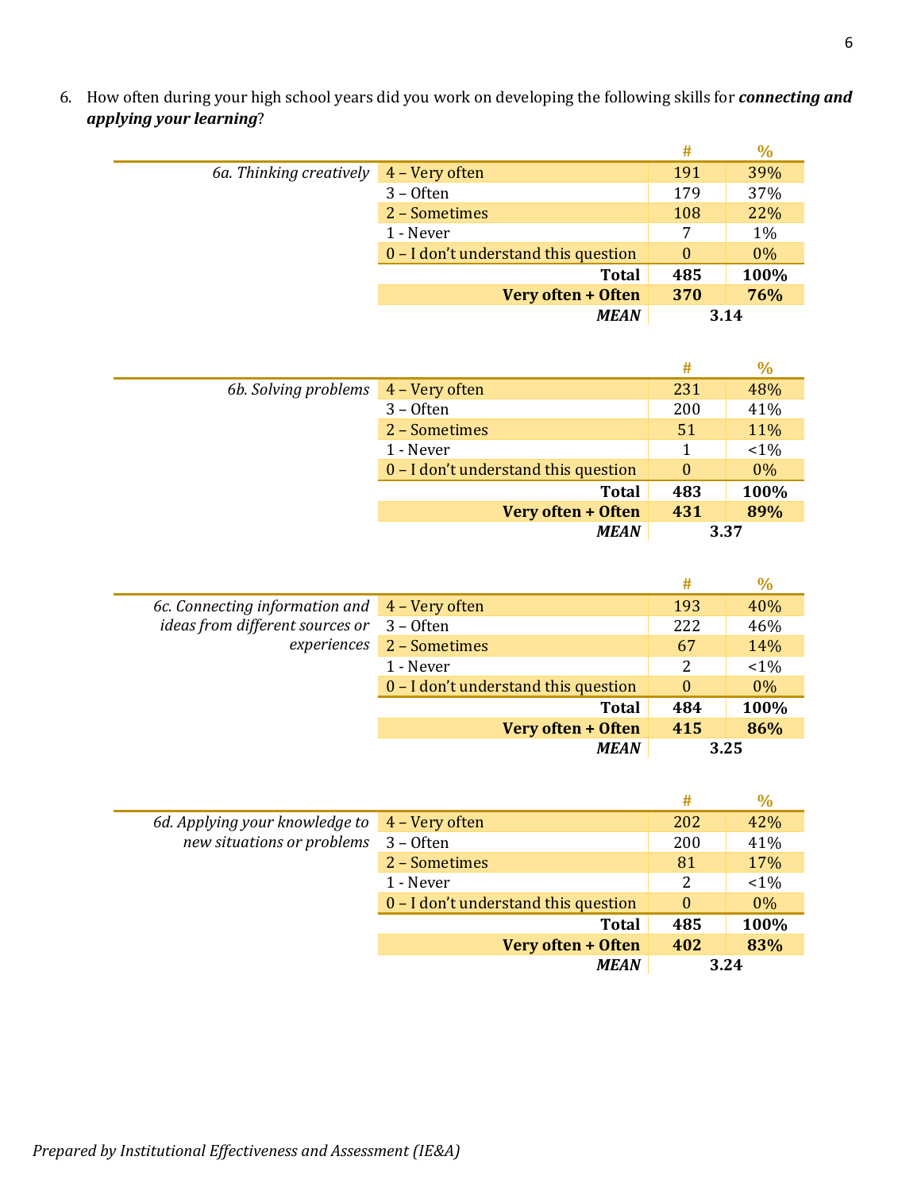6. How often during your high school years did you work on developing the following skills for ***connecting and applying your learning***?

| | | # | % |
|---|---|---|---|
| *6a. Thinking creatively* | 4 – Very often | 191 | 39% |
| | 3 – Often | 179 | 37% |
| | 2 – Sometimes | 108 | 22% |
| | 1 - Never | 7 | 1% |
| | 0 – I don't understand this question | 0 | 0% |
| | **Total** | **485** | **100%** |
| | **Very often + Often** | **370** | **76%** |
| | ***MEAN*** | **3.14** | |

| | | # | % |
|---|---|---|---|
| *6b. Solving problems* | 4 – Very often | 231 | 48% |
| | 3 – Often | 200 | 41% |
| | 2 – Sometimes | 51 | 11% |
| | 1 - Never | 1 | <1% |
| | 0 – I don't understand this question | 0 | 0% |
| | **Total** | **483** | **100%** |
| | **Very often + Often** | **431** | **89%** |
| | ***MEAN*** | **3.37** | |

| | | # | % |
|---|---|---|---|
| *6c. Connecting information and ideas from different sources or experiences* | 4 – Very often | 193 | 40% |
| | 3 – Often | 222 | 46% |
| | 2 – Sometimes | 67 | 14% |
| | 1 - Never | 2 | <1% |
| | 0 – I don't understand this question | 0 | 0% |
| | **Total** | **484** | **100%** |
| | **Very often + Often** | **415** | **86%** |
| | ***MEAN*** | **3.25** | |

| | | # | % |
|---|---|---|---|
| *6d. Applying your knowledge to new situations or problems* | 4 – Very often | 202 | 42% |
| | 3 – Often | 200 | 41% |
| | 2 – Sometimes | 81 | 17% |
| | 1 - Never | 2 | <1% |
| | 0 – I don't understand this question | 0 | 0% |
| | **Total** | **485** | **100%** |
| | **Very often + Often** | **402** | **83%** |
| | ***MEAN*** | **3.24** | |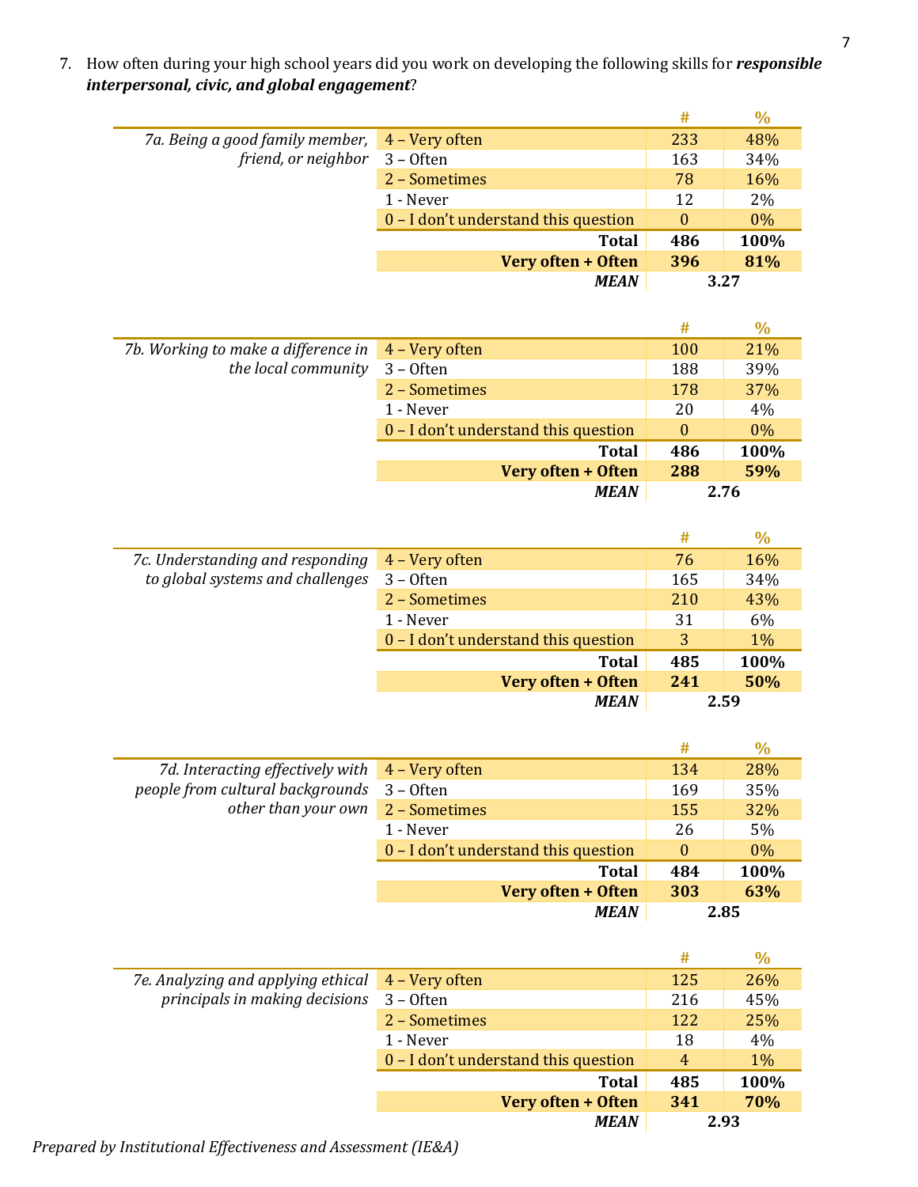7. How often during your high school years did you work on developing the following skills for ***responsible interpersonal, civic, and global engagement***?

| | | # | % |
|---|---|---|---|
| *7a. Being a good family member, friend, or neighbor* | 4 – Very often | 233 | 48% |
| | 3 – Often | 163 | 34% |
| | 2 – Sometimes | 78 | 16% |
| | 1 - Never | 12 | 2% |
| | 0 – I don't understand this question | 0 | 0% |
| | **Total** | **486** | **100%** |
| | **Very often + Often** | **396** | **81%** |
| | ***MEAN*** | **3.27** | |

| | | # | % |
|---|---|---|---|
| *7b. Working to make a difference in the local community* | 4 – Very often | 100 | 21% |
| | 3 – Often | 188 | 39% |
| | 2 – Sometimes | 178 | 37% |
| | 1 - Never | 20 | 4% |
| | 0 – I don't understand this question | 0 | 0% |
| | **Total** | **486** | **100%** |
| | **Very often + Often** | **288** | **59%** |
| | ***MEAN*** | **2.76** | |

| | | # | % |
|---|---|---|---|
| *7c. Understanding and responding to global systems and challenges* | 4 – Very often | 76 | 16% |
| | 3 – Often | 165 | 34% |
| | 2 – Sometimes | 210 | 43% |
| | 1 - Never | 31 | 6% |
| | 0 – I don't understand this question | 3 | 1% |
| | **Total** | **485** | **100%** |
| | **Very often + Often** | **241** | **50%** |
| | ***MEAN*** | **2.59** | |

| | | # | % |
|---|---|---|---|
| *7d. Interacting effectively with people from cultural backgrounds other than your own* | 4 – Very often | 134 | 28% |
| | 3 – Often | 169 | 35% |
| | 2 – Sometimes | 155 | 32% |
| | 1 - Never | 26 | 5% |
| | 0 – I don't understand this question | 0 | 0% |
| | **Total** | **484** | **100%** |
| | **Very often + Often** | **303** | **63%** |
| | ***MEAN*** | **2.85** | |

| | | # | % |
|---|---|---|---|
| *7e. Analyzing and applying ethical principals in making decisions* | 4 – Very often | 125 | 26% |
| | 3 – Often | 216 | 45% |
| | 2 – Sometimes | 122 | 25% |
| | 1 - Never | 18 | 4% |
| | 0 – I don't understand this question | 4 | 1% |
| | **Total** | **485** | **100%** |
| | **Very often + Often** | **341** | **70%** |
| | ***MEAN*** | **2.93** | |

*Prepared by Institutional Effectiveness and Assessment (IE&A)*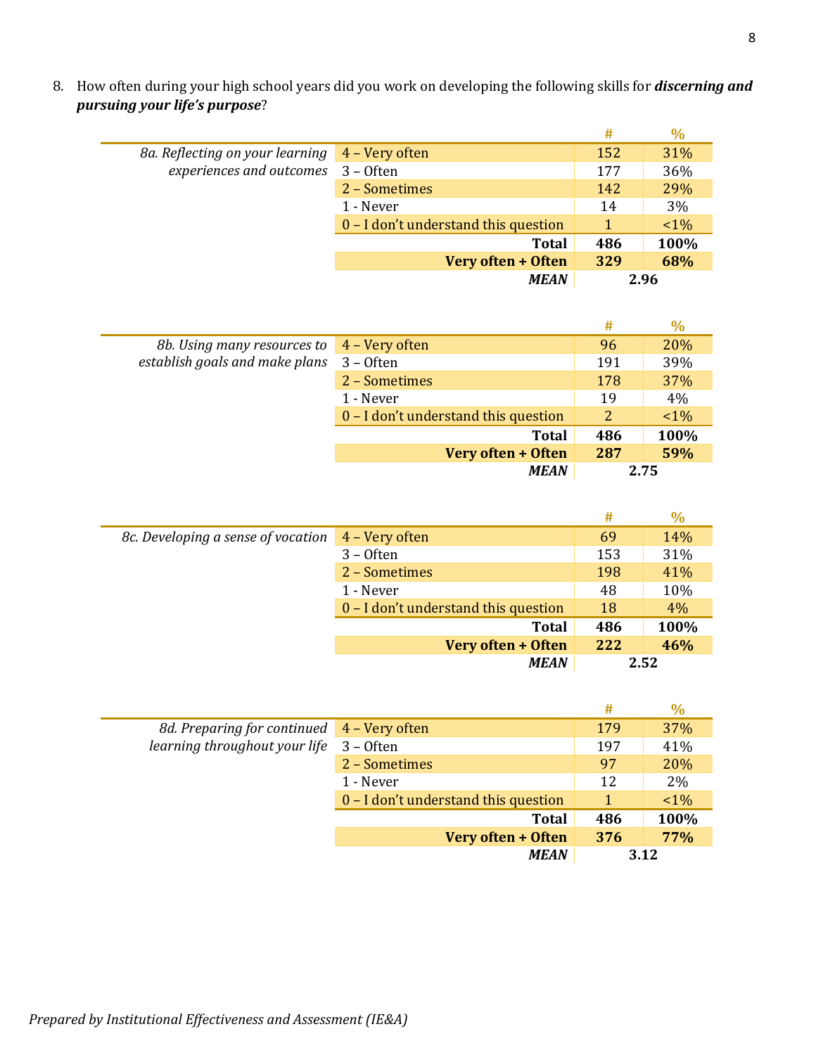8. How often during your high school years did you work on developing the following skills for ***discerning and pursuing your life's purpose***?

| | | # | % |
|---|---|---|---|
| *8a. Reflecting on your learning experiences and outcomes* | 4 – Very often | 152 | 31% |
| | 3 – Often | 177 | 36% |
| | 2 – Sometimes | 142 | 29% |
| | 1 - Never | 14 | 3% |
| | 0 – I don't understand this question | 1 | <1% |
| | **Total** | **486** | **100%** |
| | **Very often + Often** | **329** | **68%** |
| | ***MEAN*** | **2.96** | |

| | | # | % |
|---|---|---|---|
| *8b. Using many resources to establish goals and make plans* | 4 – Very often | 96 | 20% |
| | 3 – Often | 191 | 39% |
| | 2 – Sometimes | 178 | 37% |
| | 1 - Never | 19 | 4% |
| | 0 – I don't understand this question | 2 | <1% |
| | **Total** | **486** | **100%** |
| | **Very often + Often** | **287** | **59%** |
| | ***MEAN*** | **2.75** | |

| | | # | % |
|---|---|---|---|
| *8c. Developing a sense of vocation* | 4 – Very often | 69 | 14% |
| | 3 – Often | 153 | 31% |
| | 2 – Sometimes | 198 | 41% |
| | 1 - Never | 48 | 10% |
| | 0 – I don't understand this question | 18 | 4% |
| | **Total** | **486** | **100%** |
| | **Very often + Often** | **222** | **46%** |
| | ***MEAN*** | **2.52** | |

| | | # | % |
|---|---|---|---|
| *8d. Preparing for continued learning throughout your life* | 4 – Very often | 179 | 37% |
| | 3 – Often | 197 | 41% |
| | 2 – Sometimes | 97 | 20% |
| | 1 - Never | 12 | 2% |
| | 0 – I don't understand this question | 1 | <1% |
| | **Total** | **486** | **100%** |
| | **Very often + Often** | **376** | **77%** |
| | ***MEAN*** | **3.12** | |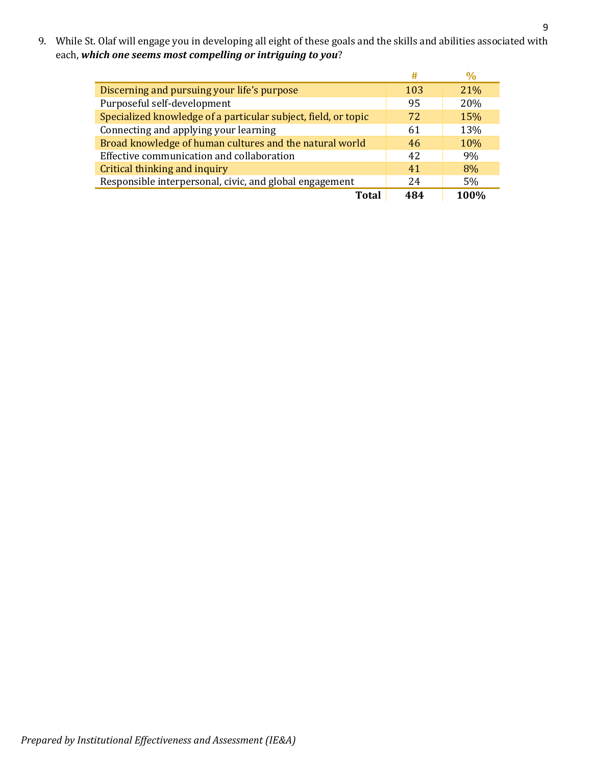9. While St. Olaf will engage you in developing all eight of these goals and the skills and abilities associated with each, ***which one seems most compelling or intriguing to you***?

| | # | % |
|---|---|---|
| Discerning and pursuing your life's purpose | 103 | 21% |
| Purposeful self-development | 95 | 20% |
| Specialized knowledge of a particular subject, field, or topic | 72 | 15% |
| Connecting and applying your learning | 61 | 13% |
| Broad knowledge of human cultures and the natural world | 46 | 10% |
| Effective communication and collaboration | 42 | 9% |
| Critical thinking and inquiry | 41 | 8% |
| Responsible interpersonal, civic, and global engagement | 24 | 5% |
| **Total** | **484** | **100%** |

*Prepared by Institutional Effectiveness and Assessment (IE&A)*